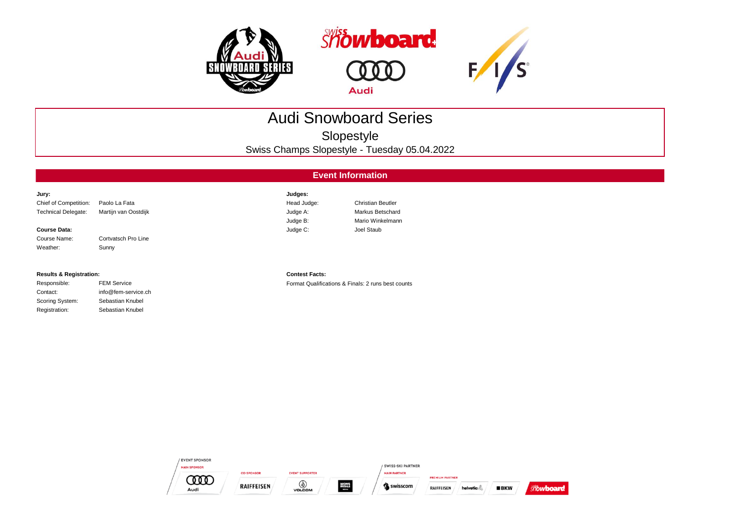# Audi Snowboard Series

## Slopestyle

Swiss Champs Slopestyle - Tuesday 05.04.2022

## Event Information

**Jury:**

| | |
|---|---|
| Chief of Competition: | Paolo La Fata |
| Technical Delegate: | Martijn van Oostdijk |

**Course Data:**

| | |
|---|---|
| Course Name: | Cortvatsch Pro Line |
| Weather: | Sunny |

**Judges:**

| | |
|---|---|
| Head Judge: | Christian Beutler |
| Judge A: | Markus Betschard |
| Judge B: | Mario Winkelmann |
| Judge C: | Joel Staub |

**Results & Registration:**

| | |
|---|---|
| Responsible: | FEM Service |
| Contact: | info@fem-service.ch |
| Scoring System: | Sebastian Knubel |
| Registration: | Sebastian Knubel |

**Contest Facts:**

Format Qualifications & Finals: 2 runs best counts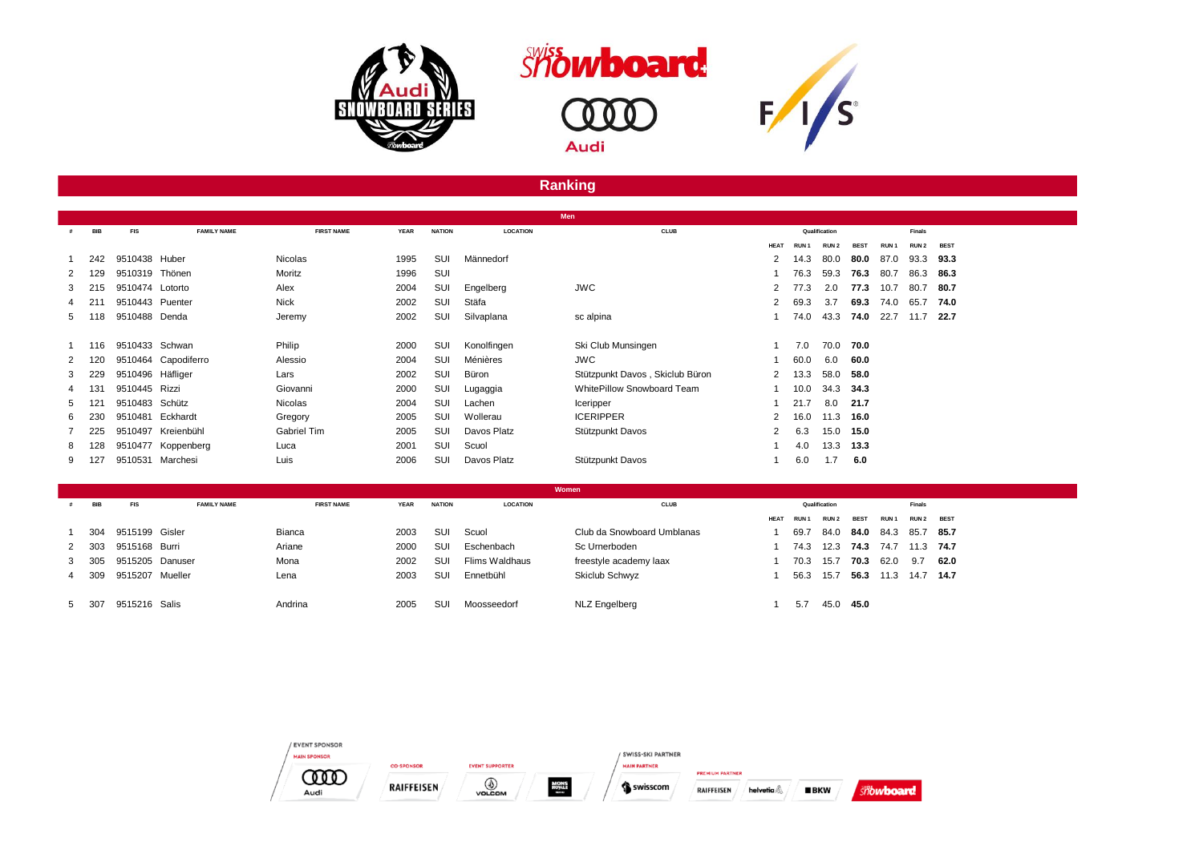## Ranking

### Men

| # | BIB | FIS | FAMILY NAME | FIRST NAME | YEAR | NATION | LOCATION | CLUB | Qualification | | | | Finals | | |
|---|---|---|---|---|---|---|---|---|---|---|---|---|---|---|---|
| | | | | | | | | | HEAT | RUN 1 | RUN 2 | BEST | RUN 1 | RUN 2 | BEST |
| 1 | 242 | 9510438 | Huber | Nicolas | 1995 | SUI | Männedorf | | 2 | 14.3 | 80.0 | **80.0** | 87.0 | 93.3 | **93.3** |
| 2 | 129 | 9510319 | Thönen | Moritz | 1996 | SUI | | | 1 | 76.3 | 59.3 | **76.3** | 80.7 | 86.3 | **86.3** |
| 3 | 215 | 9510474 | Lotorto | Alex | 2004 | SUI | Engelberg | JWC | 2 | 77.3 | 2.0 | **77.3** | 10.7 | 80.7 | **80.7** |
| 4 | 211 | 9510443 | Puenter | Nick | 2002 | SUI | Stäfa | | 2 | 69.3 | 3.7 | **69.3** | 74.0 | 65.7 | **74.0** |
| 5 | 118 | 9510488 | Denda | Jeremy | 2002 | SUI | Silvaplana | sc alpina | 1 | 74.0 | 43.3 | **74.0** | 22.7 | 11.7 | **22.7** |
| 1 | 116 | 9510433 | Schwan | Philip | 2000 | SUI | Konolfingen | Ski Club Munsingen | 1 | 7.0 | 70.0 | **70.0** | | | |
| 2 | 120 | 9510464 | Capodiferro | Alessio | 2004 | SUI | Ménières | JWC | 1 | 60.0 | 6.0 | **60.0** | | | |
| 3 | 229 | 9510496 | Häfliger | Lars | 2002 | SUI | Büron | Stützpunkt Davos , Skiclub Büron | 2 | 13.3 | 58.0 | **58.0** | | | |
| 4 | 131 | 9510445 | Rizzi | Giovanni | 2000 | SUI | Lugaggia | WhitePillow Snowboard Team | 1 | 10.0 | 34.3 | **34.3** | | | |
| 5 | 121 | 9510483 | Schütz | Nicolas | 2004 | SUI | Lachen | Iceripper | 1 | 21.7 | 8.0 | **21.7** | | | |
| 6 | 230 | 9510481 | Eckhardt | Gregory | 2005 | SUI | Wollerau | ICERIPPER | 2 | 16.0 | 11.3 | **16.0** | | | |
| 7 | 225 | 9510497 | Kreienbühl | Gabriel Tim | 2005 | SUI | Davos Platz | Stützpunkt Davos | 2 | 6.3 | 15.0 | **15.0** | | | |
| 8 | 128 | 9510477 | Koppenberg | Luca | 2001 | SUI | Scuol | | 1 | 4.0 | 13.3 | **13.3** | | | |
| 9 | 127 | 9510531 | Marchesi | Luis | 2006 | SUI | Davos Platz | Stützpunkt Davos | 1 | 6.0 | 1.7 | **6.0** | | | |

### Women

| # | BIB | FIS | FAMILY NAME | FIRST NAME | YEAR | NATION | LOCATION | CLUB | Qualification | | | | Finals | | |
|---|---|---|---|---|---|---|---|---|---|---|---|---|---|---|---|
| | | | | | | | | | HEAT | RUN 1 | RUN 2 | BEST | RUN 1 | RUN 2 | BEST |
| 1 | 304 | 9515199 | Gisler | Bianca | 2003 | SUI | Scuol | Club da Snowboard Umblanas | 1 | 69.7 | 84.0 | **84.0** | 84.3 | 85.7 | **85.7** |
| 2 | 303 | 9515168 | Burri | Ariane | 2000 | SUI | Eschenbach | Sc Urnerboden | 1 | 74.3 | 12.3 | **74.3** | 74.7 | 11.3 | **74.7** |
| 3 | 305 | 9515205 | Danuser | Mona | 2002 | SUI | Flims Waldhaus | freestyle academy laax | 1 | 70.3 | 15.7 | **70.3** | 62.0 | 9.7 | **62.0** |
| 4 | 309 | 9515207 | Mueller | Lena | 2003 | SUI | Ennetbühl | Skiclub Schwyz | 1 | 56.3 | 15.7 | **56.3** | 11.3 | 14.7 | **14.7** |
| 5 | 307 | 9515216 | Salis | Andrina | 2005 | SUI | Moosseedorf | NLZ Engelberg | 1 | 5.7 | 45.0 | **45.0** | | | |

EVENT SPONSOR
MAIN SPONSOR
Audi
CO-SPONSOR
RAIFFEISEN
EVENT SUPPORTER
VOLCOM
MONS ROYALE
SWISS-SKI PARTNER
MAIN PARTNER
swisscom
PREMIUM PARTNER
RAIFFEISEN
helvetia
BKW
snowboard